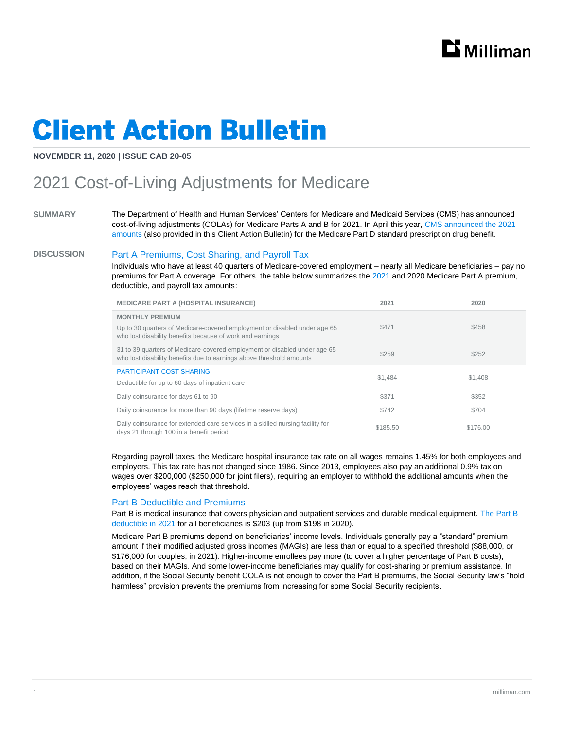# Client Action Bulletin

**NOVEMBER 11, 2020 | ISSUE CAB 20-05**

## 2021 Cost-of-Living Adjustments for Medicare

**SUMMARY**

The Department of Health and Human Services' Centers for Medicare and Medicaid Services (CMS) has announced cost-of-living adjustments (COLAs) for Medicare Parts A and B for 2021. In April this year, CMS announced the 2021 amounts (also provided in this Client Action Bulletin) for the Medicare Part D standard prescription drug benefit.

**DISCUSSION**

### Part A Premiums, Cost Sharing, and Payroll Tax

Individuals who have at least 40 quarters of Medicare-covered employment – nearly all Medicare beneficiaries – pay no premiums for Part A coverage. For others, the table below summarizes the 2021 and 2020 Medicare Part A premium, deductible, and payroll tax amounts:

| MEDICARE PART A (HOSPITAL INSURANCE) | 2021 | 2020 |
|---|---|---|
| **MONTHLY PREMIUM** | | |
| Up to 30 quarters of Medicare-covered employment or disabled under age 65 who lost disability benefits because of work and earnings | $471 | $458 |
| 31 to 39 quarters of Medicare-covered employment or disabled under age 65 who lost disability benefits due to earnings above threshold amounts | $259 | $252 |
| **PARTICIPANT COST SHARING** | | |
| Deductible for up to 60 days of inpatient care | $1,484 | $1,408 |
| Daily coinsurance for days 61 to 90 | $371 | $352 |
| Daily coinsurance for more than 90 days (lifetime reserve days) | $742 | $704 |
| Daily coinsurance for extended care services in a skilled nursing facility for days 21 through 100 in a benefit period | $185.50 | $176.00 |

Regarding payroll taxes, the Medicare hospital insurance tax rate on all wages remains 1.45% for both employees and employers. This tax rate has not changed since 1986. Since 2013, employees also pay an additional 0.9% tax on wages over $200,000 ($250,000 for joint filers), requiring an employer to withhold the additional amounts when the employees' wages reach that threshold.

### Part B Deductible and Premiums

Part B is medical insurance that covers physician and outpatient services and durable medical equipment. The Part B deductible in 2021 for all beneficiaries is $203 (up from $198 in 2020).

Medicare Part B premiums depend on beneficiaries' income levels. Individuals generally pay a "standard" premium amount if their modified adjusted gross incomes (MAGIs) are less than or equal to a specified threshold ($88,000, or $176,000 for couples, in 2021). Higher-income enrollees pay more (to cover a higher percentage of Part B costs), based on their MAGIs. And some lower-income beneficiaries may qualify for cost-sharing or premium assistance. In addition, if the Social Security benefit COLA is not enough to cover the Part B premiums, the Social Security law's "hold harmless" provision prevents the premiums from increasing for some Social Security recipients.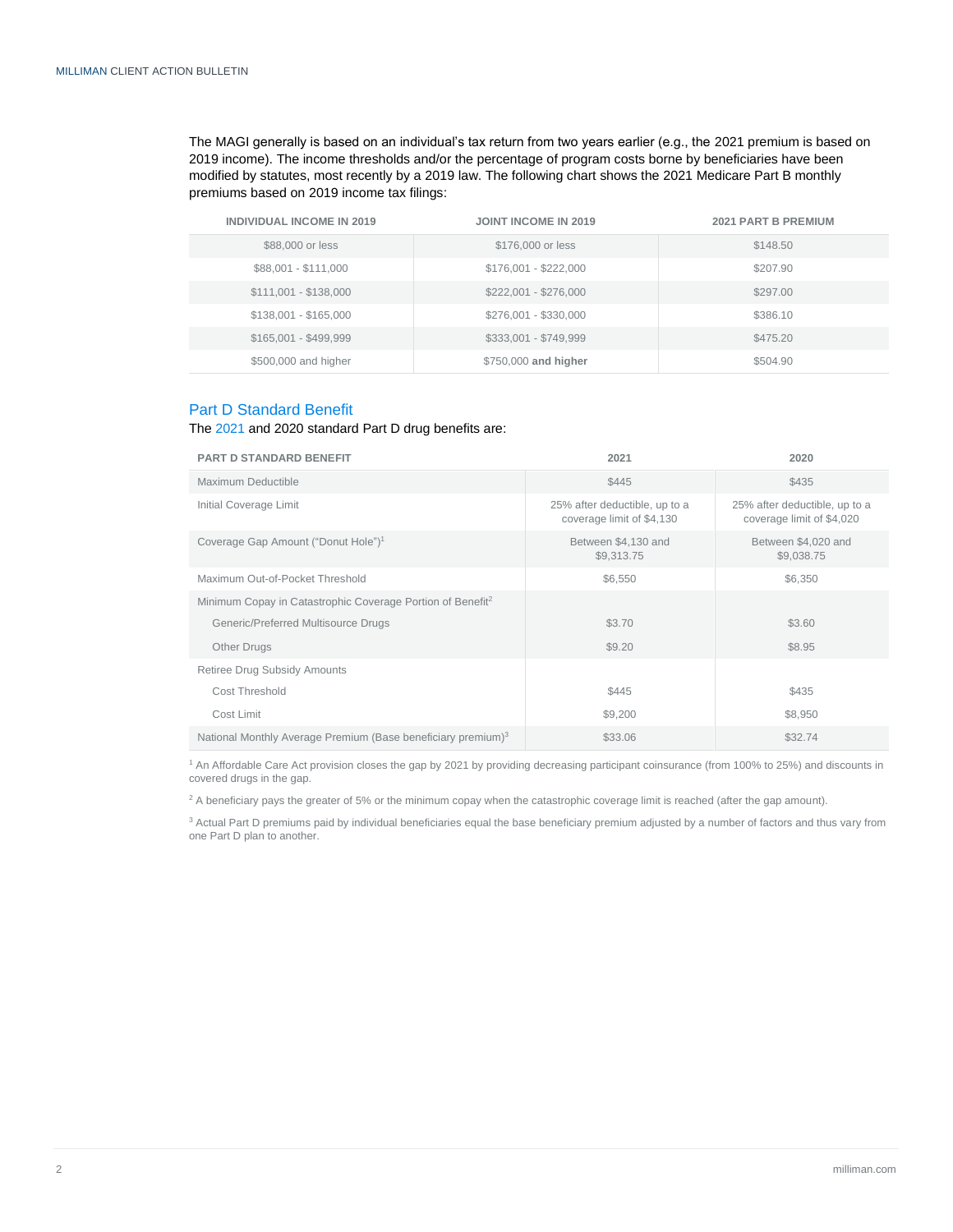The MAGI generally is based on an individual's tax return from two years earlier (e.g., the 2021 premium is based on 2019 income). The income thresholds and/or the percentage of program costs borne by beneficiaries have been modified by statutes, most recently by a 2019 law. The following chart shows the 2021 Medicare Part B monthly premiums based on 2019 income tax filings:

| INDIVIDUAL INCOME IN 2019 | JOINT INCOME IN 2019 | 2021 PART B PREMIUM |
|---|---|---|
| $88,000 or less | $176,000 or less | $148.50 |
| $88,001 - $111,000 | $176,001 - $222,000 | $207.90 |
| $111,001 - $138,000 | $222,001 - $276,000 | $297.00 |
| $138,001 - $165,000 | $276,001 - $330,000 | $386.10 |
| $165,001 - $499,999 | $333,001 - $749,999 | $475.20 |
| $500,000 and higher | $750,000 **and higher** | $504.90 |

## Part D Standard Benefit

The 2021 and 2020 standard Part D drug benefits are:

| PART D STANDARD BENEFIT | 2021 | 2020 |
|---|---|---|
| Maximum Deductible | $445 | $435 |
| Initial Coverage Limit | 25% after deductible, up to a coverage limit of $4,130 | 25% after deductible, up to a coverage limit of $4,020 |
| Coverage Gap Amount ("Donut Hole")[1] | Between $4,130 and $9,313.75 | Between $4,020 and $9,038.75 |
| Maximum Out-of-Pocket Threshold | $6,550 | $6,350 |
| Minimum Copay in Catastrophic Coverage Portion of Benefit[2] | | |
| Generic/Preferred Multisource Drugs | $3.70 | $3.60 |
| Other Drugs | $9.20 | $8.95 |
| Retiree Drug Subsidy Amounts | | |
| Cost Threshold | $445 | $435 |
| Cost Limit | $9,200 | $8,950 |
| National Monthly Average Premium (Base beneficiary premium)[3] | $33.06 | $32.74 |

[1] An Affordable Care Act provision closes the gap by 2021 by providing decreasing participant coinsurance (from 100% to 25%) and discounts in covered drugs in the gap.

[2] A beneficiary pays the greater of 5% or the minimum copay when the catastrophic coverage limit is reached (after the gap amount).

[3] Actual Part D premiums paid by individual beneficiaries equal the base beneficiary premium adjusted by a number of factors and thus vary from one Part D plan to another.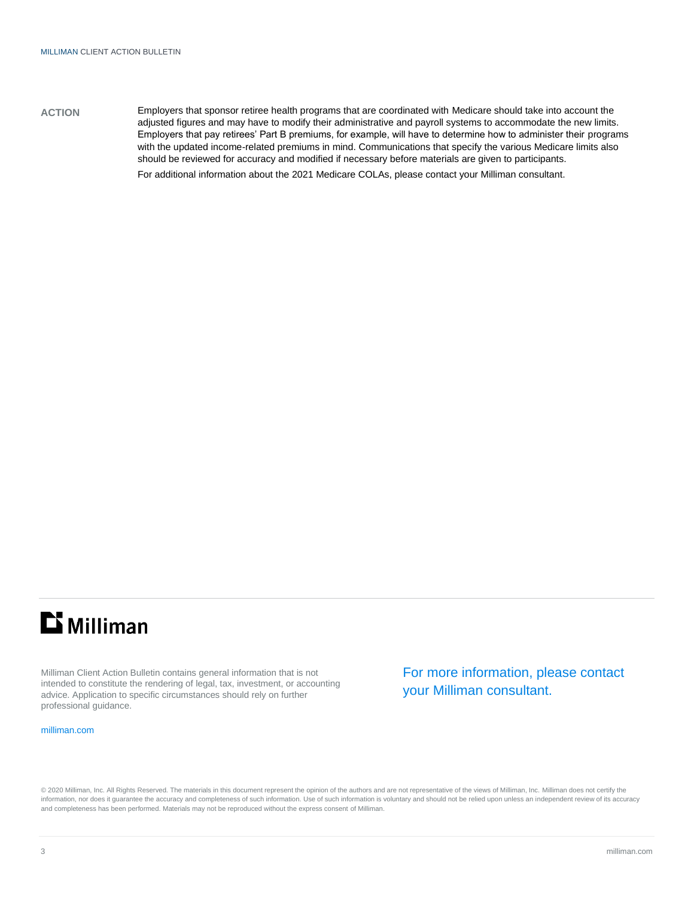**ACTION**

Employers that sponsor retiree health programs that are coordinated with Medicare should take into account the adjusted figures and may have to modify their administrative and payroll systems to accommodate the new limits. Employers that pay retirees' Part B premiums, for example, will have to determine how to administer their programs with the updated income-related premiums in mind. Communications that specify the various Medicare limits also should be reviewed for accuracy and modified if necessary before materials are given to participants.

For additional information about the 2021 Medicare COLAs, please contact your Milliman consultant.

Milliman

Milliman Client Action Bulletin contains general information that is not intended to constitute the rendering of legal, tax, investment, or accounting advice. Application to specific circumstances should rely on further professional guidance.

milliman.com

For more information, please contact your Milliman consultant.

© 2020 Milliman, Inc. All Rights Reserved. The materials in this document represent the opinion of the authors and are not representative of the views of Milliman, Inc. Milliman does not certify the information, nor does it guarantee the accuracy and completeness of such information. Use of such information is voluntary and should not be relied upon unless an independent review of its accuracy and completeness has been performed. Materials may not be reproduced without the express consent of Milliman.